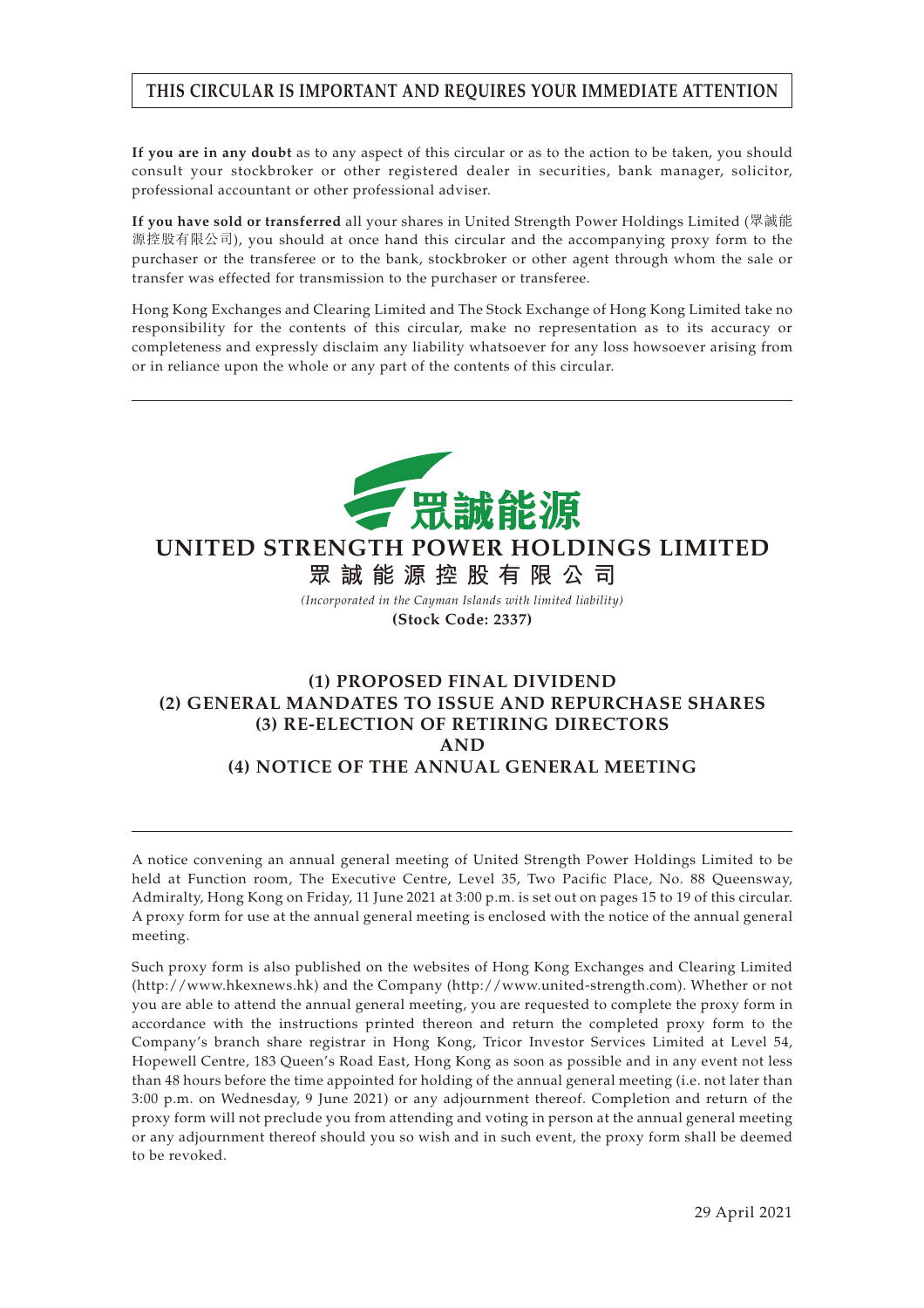**THIS CIRCULAR IS IMPORTANT AND REQUIRES YOUR IMMEDIATE ATTENTION**

**If you are in any doubt** as to any aspect of this circular or as to the action to be taken, you should consult your stockbroker or other registered dealer in securities, bank manager, solicitor, professional accountant or other professional adviser.

**If you have sold or transferred** all your shares in United Strength Power Holdings Limited (眾誠能源控股有限公司), you should at once hand this circular and the accompanying proxy form to the purchaser or the transferee or to the bank, stockbroker or other agent through whom the sale or transfer was effected for transmission to the purchaser or transferee.

Hong Kong Exchanges and Clearing Limited and The Stock Exchange of Hong Kong Limited take no responsibility for the contents of this circular, make no representation as to its accuracy or completeness and expressly disclaim any liability whatsoever for any loss howsoever arising from or in reliance upon the whole or any part of the contents of this circular.

眾誠能源

# UNITED STRENGTH POWER HOLDINGS LIMITED

# 眾誠能源控股有限公司

*(Incorporated in the Cayman Islands with limited liability)*

**(Stock Code: 2337)**

## (1) PROPOSED FINAL DIVIDEND
## (2) GENERAL MANDATES TO ISSUE AND REPURCHASE SHARES
## (3) RE-ELECTION OF RETIRING DIRECTORS
## AND
## (4) NOTICE OF THE ANNUAL GENERAL MEETING

A notice convening an annual general meeting of United Strength Power Holdings Limited to be held at Function room, The Executive Centre, Level 35, Two Pacific Place, No. 88 Queensway, Admiralty, Hong Kong on Friday, 11 June 2021 at 3:00 p.m. is set out on pages 15 to 19 of this circular. A proxy form for use at the annual general meeting is enclosed with the notice of the annual general meeting.

Such proxy form is also published on the websites of Hong Kong Exchanges and Clearing Limited (http://www.hkexnews.hk) and the Company (http://www.united-strength.com). Whether or not you are able to attend the annual general meeting, you are requested to complete the proxy form in accordance with the instructions printed thereon and return the completed proxy form to the Company's branch share registrar in Hong Kong, Tricor Investor Services Limited at Level 54, Hopewell Centre, 183 Queen's Road East, Hong Kong as soon as possible and in any event not less than 48 hours before the time appointed for holding of the annual general meeting (i.e. not later than 3:00 p.m. on Wednesday, 9 June 2021) or any adjournment thereof. Completion and return of the proxy form will not preclude you from attending and voting in person at the annual general meeting or any adjournment thereof should you so wish and in such event, the proxy form shall be deemed to be revoked.

29 April 2021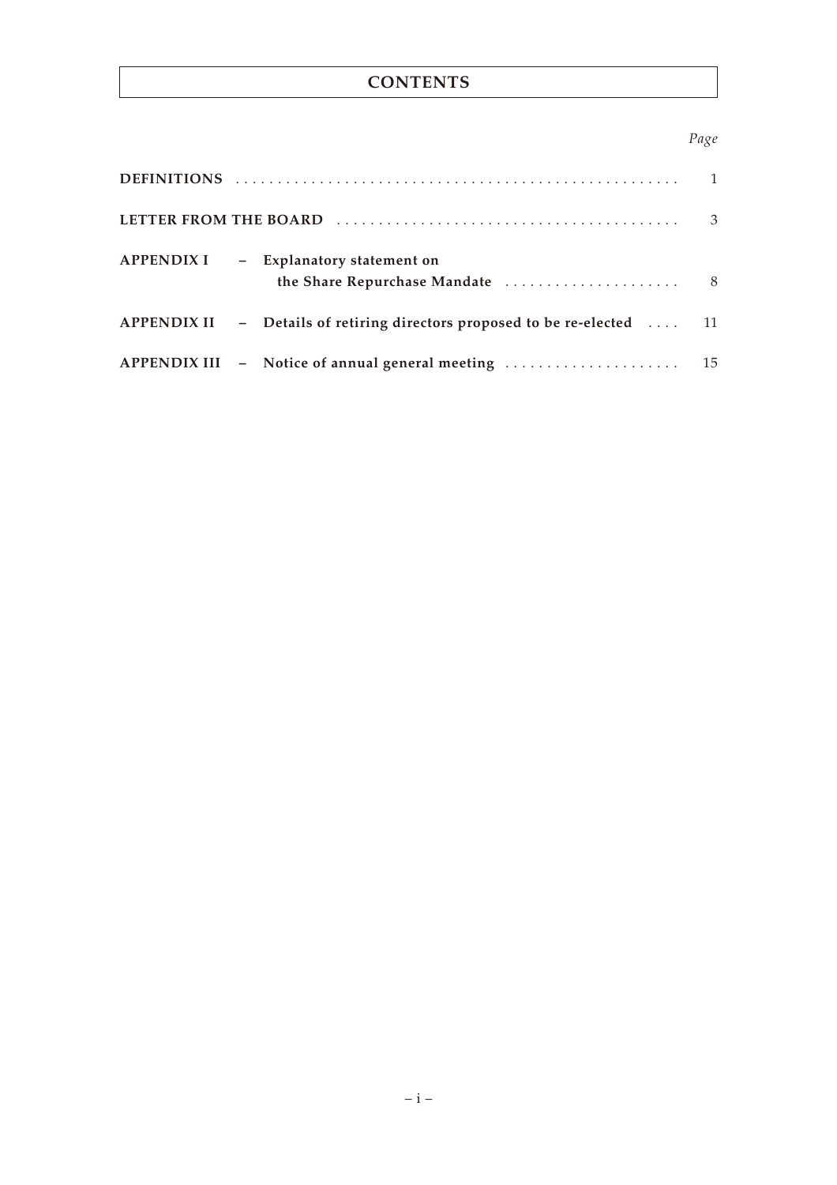# CONTENTS

| | Page |
|---|---|
| **DEFINITIONS** | 1 |
| **LETTER FROM THE BOARD** | 3 |
| **APPENDIX I – Explanatory statement on the Share Repurchase Mandate** | 8 |
| **APPENDIX II – Details of retiring directors proposed to be re-elected** | 11 |
| **APPENDIX III – Notice of annual general meeting** | 15 |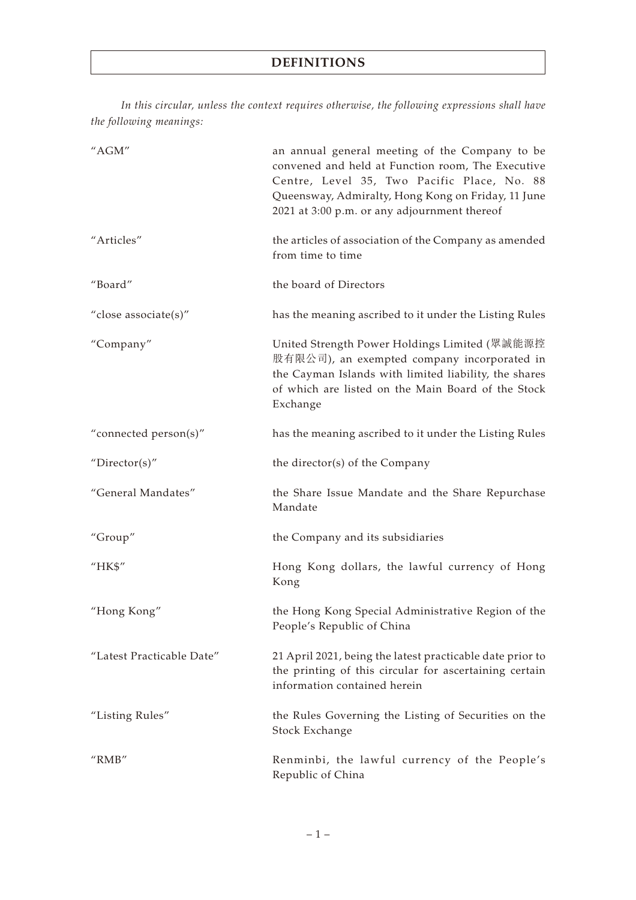# DEFINITIONS

*In this circular, unless the context requires otherwise, the following expressions shall have the following meanings:*

| | |
|---|---|
| "AGM" | an annual general meeting of the Company to be convened and held at Function room, The Executive Centre, Level 35, Two Pacific Place, No. 88 Queensway, Admiralty, Hong Kong on Friday, 11 June 2021 at 3:00 p.m. or any adjournment thereof |
| "Articles" | the articles of association of the Company as amended from time to time |
| "Board" | the board of Directors |
| "close associate(s)" | has the meaning ascribed to it under the Listing Rules |
| "Company" | United Strength Power Holdings Limited (眾誠能源控股有限公司), an exempted company incorporated in the Cayman Islands with limited liability, the shares of which are listed on the Main Board of the Stock Exchange |
| "connected person(s)" | has the meaning ascribed to it under the Listing Rules |
| "Director(s)" | the director(s) of the Company |
| "General Mandates" | the Share Issue Mandate and the Share Repurchase Mandate |
| "Group" | the Company and its subsidiaries |
| "HK$" | Hong Kong dollars, the lawful currency of Hong Kong |
| "Hong Kong" | the Hong Kong Special Administrative Region of the People's Republic of China |
| "Latest Practicable Date" | 21 April 2021, being the latest practicable date prior to the printing of this circular for ascertaining certain information contained herein |
| "Listing Rules" | the Rules Governing the Listing of Securities on the Stock Exchange |
| "RMB" | Renminbi, the lawful currency of the People's Republic of China |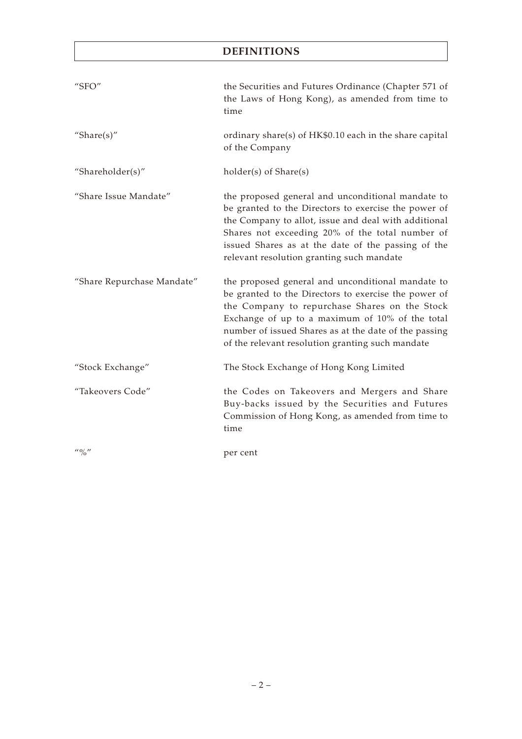# DEFINITIONS

| | |
|---|---|
| "SFO" | the Securities and Futures Ordinance (Chapter 571 of the Laws of Hong Kong), as amended from time to time |
| "Share(s)" | ordinary share(s) of HK$0.10 each in the share capital of the Company |
| "Shareholder(s)" | holder(s) of Share(s) |
| "Share Issue Mandate" | the proposed general and unconditional mandate to be granted to the Directors to exercise the power of the Company to allot, issue and deal with additional Shares not exceeding 20% of the total number of issued Shares as at the date of the passing of the relevant resolution granting such mandate |
| "Share Repurchase Mandate" | the proposed general and unconditional mandate to be granted to the Directors to exercise the power of the Company to repurchase Shares on the Stock Exchange of up to a maximum of 10% of the total number of issued Shares as at the date of the passing of the relevant resolution granting such mandate |
| "Stock Exchange" | The Stock Exchange of Hong Kong Limited |
| "Takeovers Code" | the Codes on Takeovers and Mergers and Share Buy-backs issued by the Securities and Futures Commission of Hong Kong, as amended from time to time |
| "%" | per cent |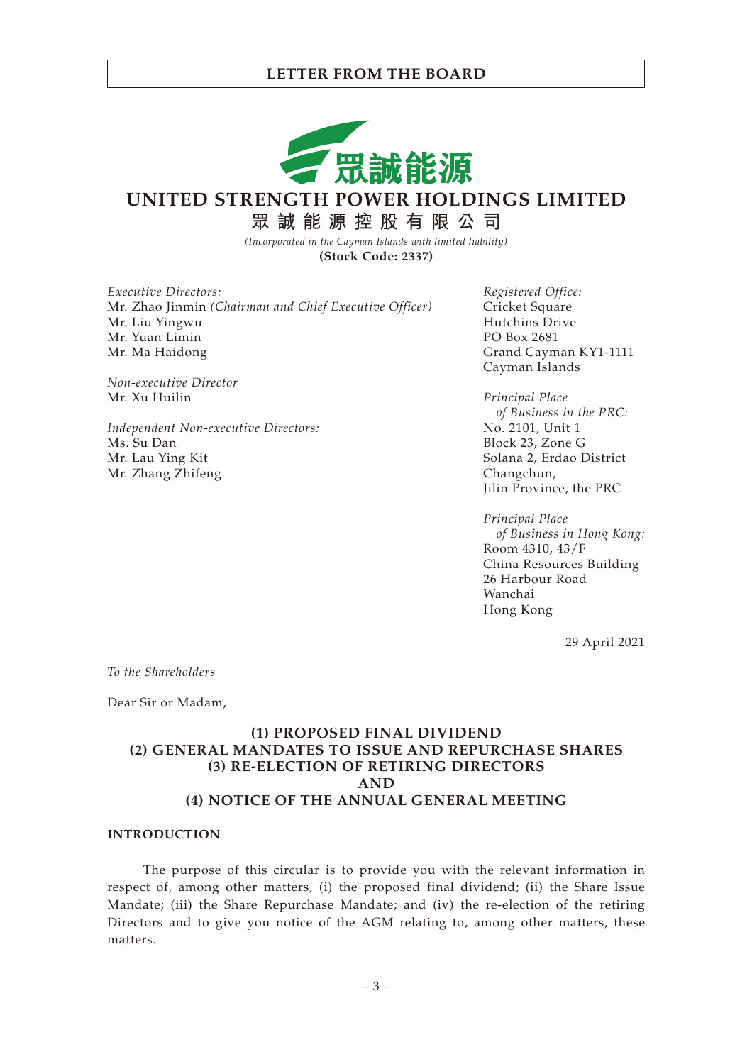## LETTER FROM THE BOARD

# UNITED STRENGTH POWER HOLDINGS LIMITED

**眾誠能源控股有限公司**

*(Incorporated in the Cayman Islands with limited liability)*

**(Stock Code: 2337)**

*Executive Directors:*
Mr. Zhao Jinmin *(Chairman and Chief Executive Officer)*
Mr. Liu Yingwu
Mr. Yuan Limin
Mr. Ma Haidong

*Non-executive Director*
Mr. Xu Huilin

*Independent Non-executive Directors:*
Ms. Su Dan
Mr. Lau Ying Kit
Mr. Zhang Zhifeng

*Registered Office:*
Cricket Square
Hutchins Drive
PO Box 2681
Grand Cayman KY1-1111
Cayman Islands

*Principal Place of Business in the PRC:*
No. 2101, Unit 1
Block 23, Zone G
Solana 2, Erdao District
Changchun,
Jilin Province, the PRC

*Principal Place of Business in Hong Kong:*
Room 4310, 43/F
China Resources Building
26 Harbour Road
Wanchai
Hong Kong

29 April 2021

*To the Shareholders*

Dear Sir or Madam,

**(1) PROPOSED FINAL DIVIDEND**
**(2) GENERAL MANDATES TO ISSUE AND REPURCHASE SHARES**
**(3) RE-ELECTION OF RETIRING DIRECTORS**
**AND**
**(4) NOTICE OF THE ANNUAL GENERAL MEETING**

## INTRODUCTION

The purpose of this circular is to provide you with the relevant information in respect of, among other matters, (i) the proposed final dividend; (ii) the Share Issue Mandate; (iii) the Share Repurchase Mandate; and (iv) the re-election of the retiring Directors and to give you notice of the AGM relating to, among other matters, these matters.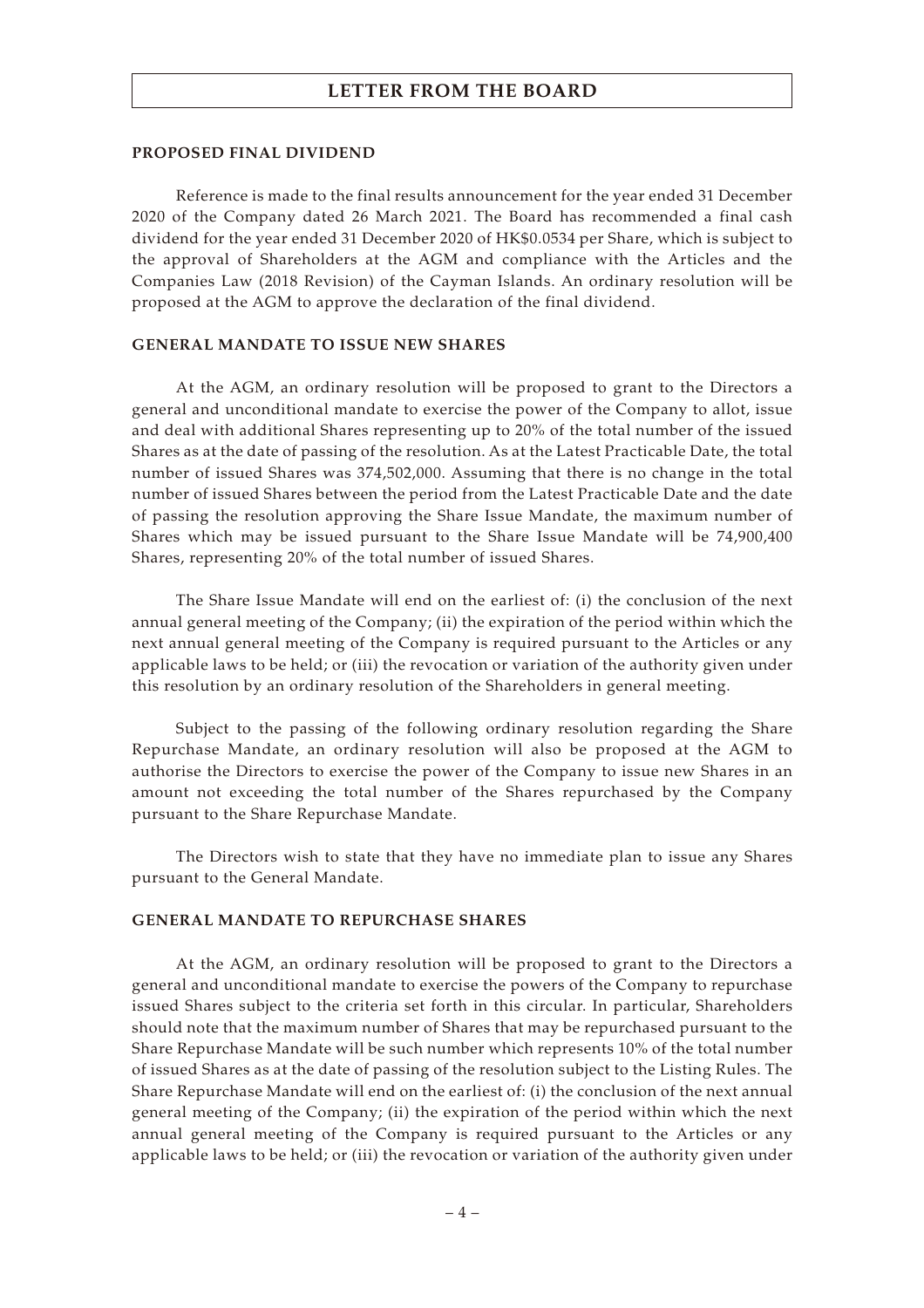## LETTER FROM THE BOARD

### PROPOSED FINAL DIVIDEND

Reference is made to the final results announcement for the year ended 31 December 2020 of the Company dated 26 March 2021. The Board has recommended a final cash dividend for the year ended 31 December 2020 of HK$0.0534 per Share, which is subject to the approval of Shareholders at the AGM and compliance with the Articles and the Companies Law (2018 Revision) of the Cayman Islands. An ordinary resolution will be proposed at the AGM to approve the declaration of the final dividend.

### GENERAL MANDATE TO ISSUE NEW SHARES

At the AGM, an ordinary resolution will be proposed to grant to the Directors a general and unconditional mandate to exercise the power of the Company to allot, issue and deal with additional Shares representing up to 20% of the total number of the issued Shares as at the date of passing of the resolution. As at the Latest Practicable Date, the total number of issued Shares was 374,502,000. Assuming that there is no change in the total number of issued Shares between the period from the Latest Practicable Date and the date of passing the resolution approving the Share Issue Mandate, the maximum number of Shares which may be issued pursuant to the Share Issue Mandate will be 74,900,400 Shares, representing 20% of the total number of issued Shares.

The Share Issue Mandate will end on the earliest of: (i) the conclusion of the next annual general meeting of the Company; (ii) the expiration of the period within which the next annual general meeting of the Company is required pursuant to the Articles or any applicable laws to be held; or (iii) the revocation or variation of the authority given under this resolution by an ordinary resolution of the Shareholders in general meeting.

Subject to the passing of the following ordinary resolution regarding the Share Repurchase Mandate, an ordinary resolution will also be proposed at the AGM to authorise the Directors to exercise the power of the Company to issue new Shares in an amount not exceeding the total number of the Shares repurchased by the Company pursuant to the Share Repurchase Mandate.

The Directors wish to state that they have no immediate plan to issue any Shares pursuant to the General Mandate.

### GENERAL MANDATE TO REPURCHASE SHARES

At the AGM, an ordinary resolution will be proposed to grant to the Directors a general and unconditional mandate to exercise the powers of the Company to repurchase issued Shares subject to the criteria set forth in this circular. In particular, Shareholders should note that the maximum number of Shares that may be repurchased pursuant to the Share Repurchase Mandate will be such number which represents 10% of the total number of issued Shares as at the date of passing of the resolution subject to the Listing Rules. The Share Repurchase Mandate will end on the earliest of: (i) the conclusion of the next annual general meeting of the Company; (ii) the expiration of the period within which the next annual general meeting of the Company is required pursuant to the Articles or any applicable laws to be held; or (iii) the revocation or variation of the authority given under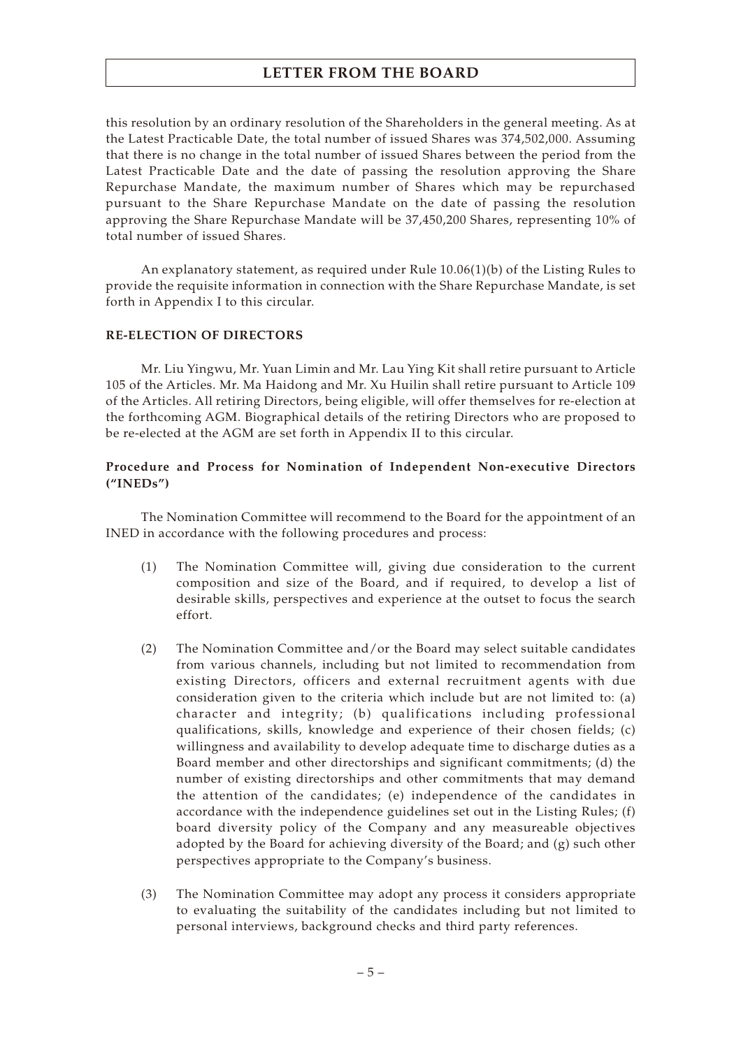this resolution by an ordinary resolution of the Shareholders in the general meeting. As at the Latest Practicable Date, the total number of issued Shares was 374,502,000. Assuming that there is no change in the total number of issued Shares between the period from the Latest Practicable Date and the date of passing the resolution approving the Share Repurchase Mandate, the maximum number of Shares which may be repurchased pursuant to the Share Repurchase Mandate on the date of passing the resolution approving the Share Repurchase Mandate will be 37,450,200 Shares, representing 10% of total number of issued Shares.

An explanatory statement, as required under Rule 10.06(1)(b) of the Listing Rules to provide the requisite information in connection with the Share Repurchase Mandate, is set forth in Appendix I to this circular.

## RE-ELECTION OF DIRECTORS

Mr. Liu Yingwu, Mr. Yuan Limin and Mr. Lau Ying Kit shall retire pursuant to Article 105 of the Articles. Mr. Ma Haidong and Mr. Xu Huilin shall retire pursuant to Article 109 of the Articles. All retiring Directors, being eligible, will offer themselves for re-election at the forthcoming AGM. Biographical details of the retiring Directors who are proposed to be re-elected at the AGM are set forth in Appendix II to this circular.

### Procedure and Process for Nomination of Independent Non-executive Directors ("INEDs")

The Nomination Committee will recommend to the Board for the appointment of an INED in accordance with the following procedures and process:

(1) The Nomination Committee will, giving due consideration to the current composition and size of the Board, and if required, to develop a list of desirable skills, perspectives and experience at the outset to focus the search effort.

(2) The Nomination Committee and/or the Board may select suitable candidates from various channels, including but not limited to recommendation from existing Directors, officers and external recruitment agents with due consideration given to the criteria which include but are not limited to: (a) character and integrity; (b) qualifications including professional qualifications, skills, knowledge and experience of their chosen fields; (c) willingness and availability to develop adequate time to discharge duties as a Board member and other directorships and significant commitments; (d) the number of existing directorships and other commitments that may demand the attention of the candidates; (e) independence of the candidates in accordance with the independence guidelines set out in the Listing Rules; (f) board diversity policy of the Company and any measureable objectives adopted by the Board for achieving diversity of the Board; and (g) such other perspectives appropriate to the Company's business.

(3) The Nomination Committee may adopt any process it considers appropriate to evaluating the suitability of the candidates including but not limited to personal interviews, background checks and third party references.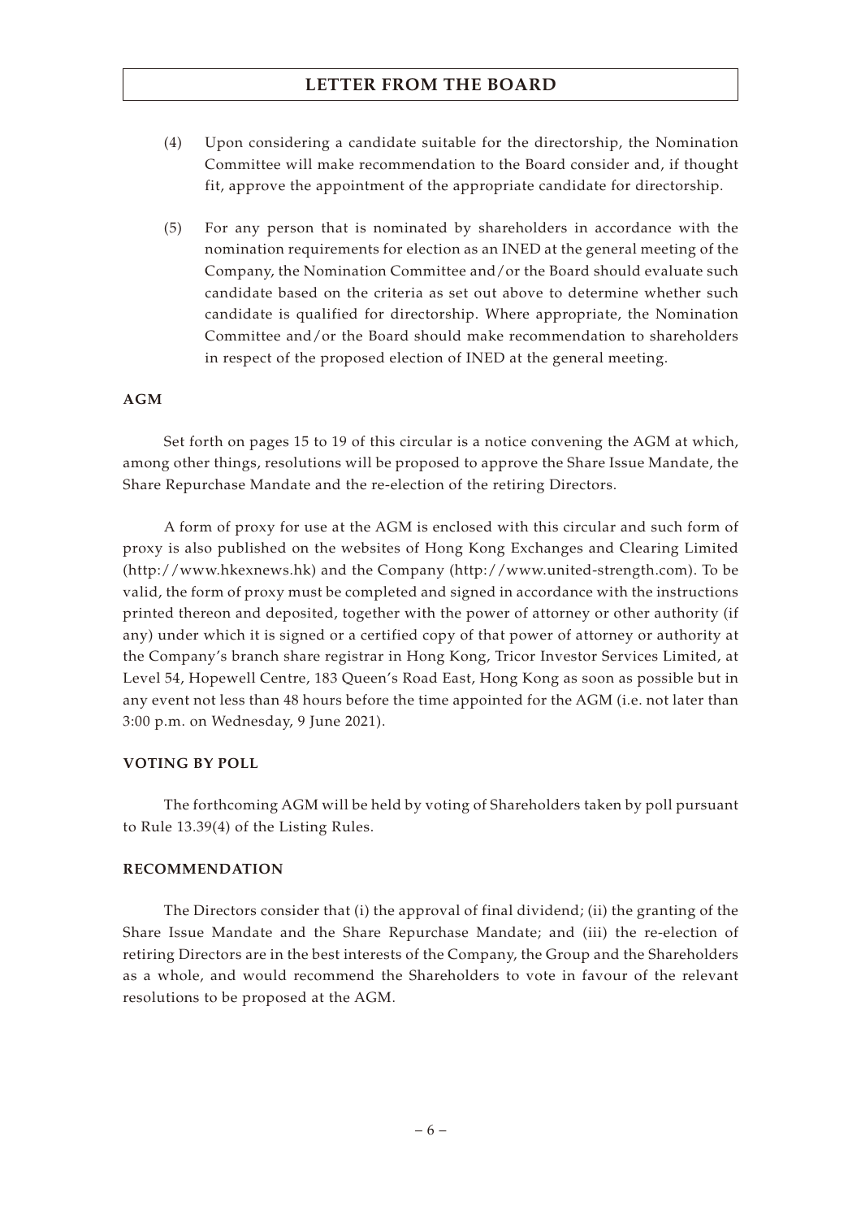(4) Upon considering a candidate suitable for the directorship, the Nomination Committee will make recommendation to the Board consider and, if thought fit, approve the appointment of the appropriate candidate for directorship.

(5) For any person that is nominated by shareholders in accordance with the nomination requirements for election as an INED at the general meeting of the Company, the Nomination Committee and/or the Board should evaluate such candidate based on the criteria as set out above to determine whether such candidate is qualified for directorship. Where appropriate, the Nomination Committee and/or the Board should make recommendation to shareholders in respect of the proposed election of INED at the general meeting.

**AGM**

Set forth on pages 15 to 19 of this circular is a notice convening the AGM at which, among other things, resolutions will be proposed to approve the Share Issue Mandate, the Share Repurchase Mandate and the re-election of the retiring Directors.

A form of proxy for use at the AGM is enclosed with this circular and such form of proxy is also published on the websites of Hong Kong Exchanges and Clearing Limited (http://www.hkexnews.hk) and the Company (http://www.united-strength.com). To be valid, the form of proxy must be completed and signed in accordance with the instructions printed thereon and deposited, together with the power of attorney or other authority (if any) under which it is signed or a certified copy of that power of attorney or authority at the Company's branch share registrar in Hong Kong, Tricor Investor Services Limited, at Level 54, Hopewell Centre, 183 Queen's Road East, Hong Kong as soon as possible but in any event not less than 48 hours before the time appointed for the AGM (i.e. not later than 3:00 p.m. on Wednesday, 9 June 2021).

**VOTING BY POLL**

The forthcoming AGM will be held by voting of Shareholders taken by poll pursuant to Rule 13.39(4) of the Listing Rules.

**RECOMMENDATION**

The Directors consider that (i) the approval of final dividend; (ii) the granting of the Share Issue Mandate and the Share Repurchase Mandate; and (iii) the re-election of retiring Directors are in the best interests of the Company, the Group and the Shareholders as a whole, and would recommend the Shareholders to vote in favour of the relevant resolutions to be proposed at the AGM.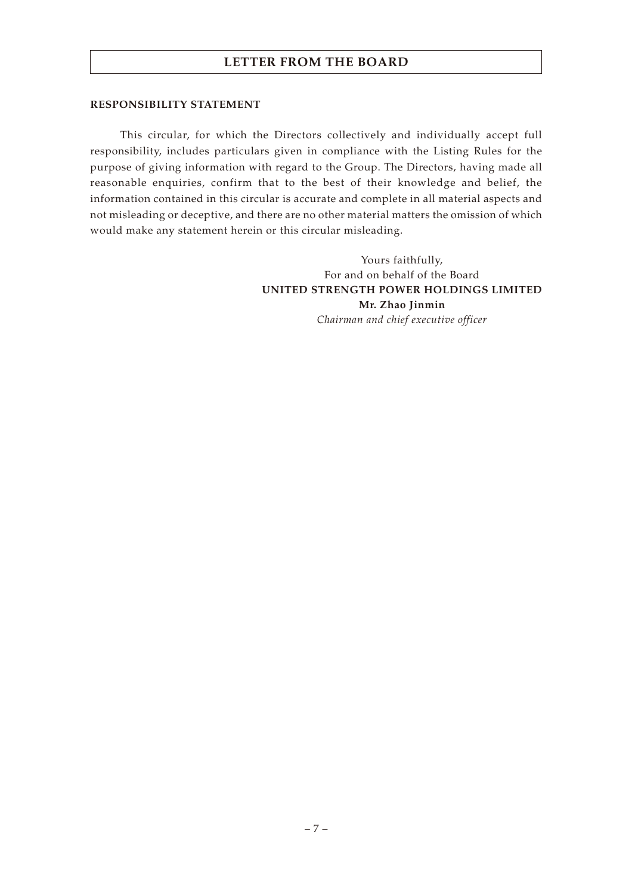**RESPONSIBILITY STATEMENT**

This circular, for which the Directors collectively and individually accept full responsibility, includes particulars given in compliance with the Listing Rules for the purpose of giving information with regard to the Group. The Directors, having made all reasonable enquiries, confirm that to the best of their knowledge and belief, the information contained in this circular is accurate and complete in all material aspects and not misleading or deceptive, and there are no other material matters the omission of which would make any statement herein or this circular misleading.

Yours faithfully,
For and on behalf of the Board
**UNITED STRENGTH POWER HOLDINGS LIMITED**
**Mr. Zhao Jinmin**
*Chairman and chief executive officer*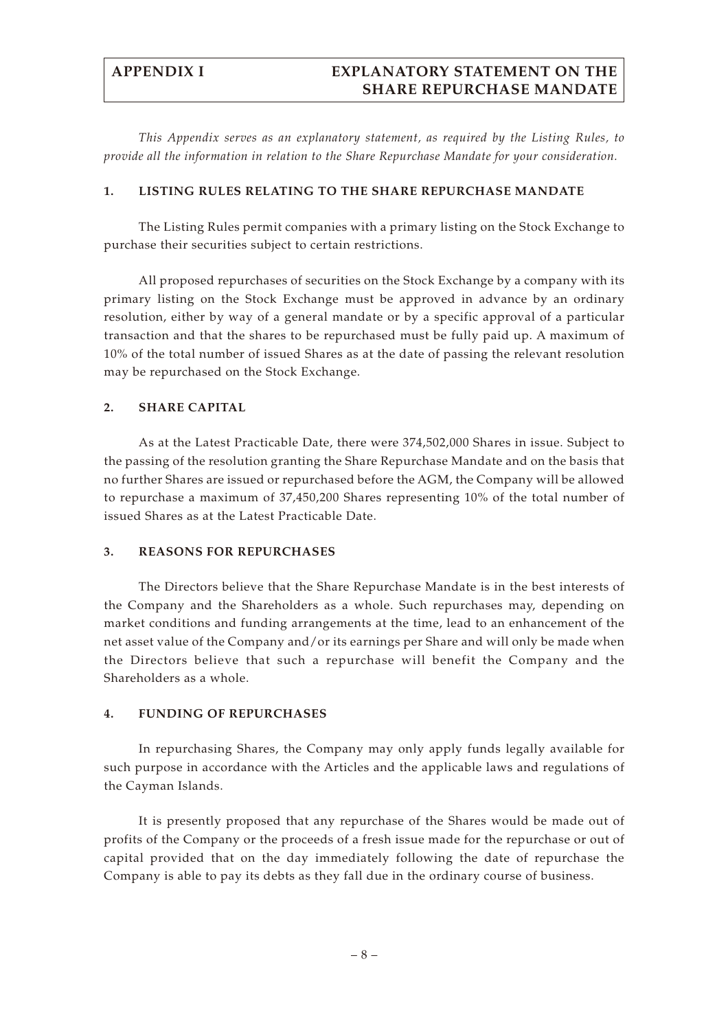# APPENDIX I — EXPLANATORY STATEMENT ON THE SHARE REPURCHASE MANDATE

*This Appendix serves as an explanatory statement, as required by the Listing Rules, to provide all the information in relation to the Share Repurchase Mandate for your consideration.*

## 1. LISTING RULES RELATING TO THE SHARE REPURCHASE MANDATE

The Listing Rules permit companies with a primary listing on the Stock Exchange to purchase their securities subject to certain restrictions.

All proposed repurchases of securities on the Stock Exchange by a company with its primary listing on the Stock Exchange must be approved in advance by an ordinary resolution, either by way of a general mandate or by a specific approval of a particular transaction and that the shares to be repurchased must be fully paid up. A maximum of 10% of the total number of issued Shares as at the date of passing the relevant resolution may be repurchased on the Stock Exchange.

## 2. SHARE CAPITAL

As at the Latest Practicable Date, there were 374,502,000 Shares in issue. Subject to the passing of the resolution granting the Share Repurchase Mandate and on the basis that no further Shares are issued or repurchased before the AGM, the Company will be allowed to repurchase a maximum of 37,450,200 Shares representing 10% of the total number of issued Shares as at the Latest Practicable Date.

## 3. REASONS FOR REPURCHASES

The Directors believe that the Share Repurchase Mandate is in the best interests of the Company and the Shareholders as a whole. Such repurchases may, depending on market conditions and funding arrangements at the time, lead to an enhancement of the net asset value of the Company and/or its earnings per Share and will only be made when the Directors believe that such a repurchase will benefit the Company and the Shareholders as a whole.

## 4. FUNDING OF REPURCHASES

In repurchasing Shares, the Company may only apply funds legally available for such purpose in accordance with the Articles and the applicable laws and regulations of the Cayman Islands.

It is presently proposed that any repurchase of the Shares would be made out of profits of the Company or the proceeds of a fresh issue made for the repurchase or out of capital provided that on the day immediately following the date of repurchase the Company is able to pay its debts as they fall due in the ordinary course of business.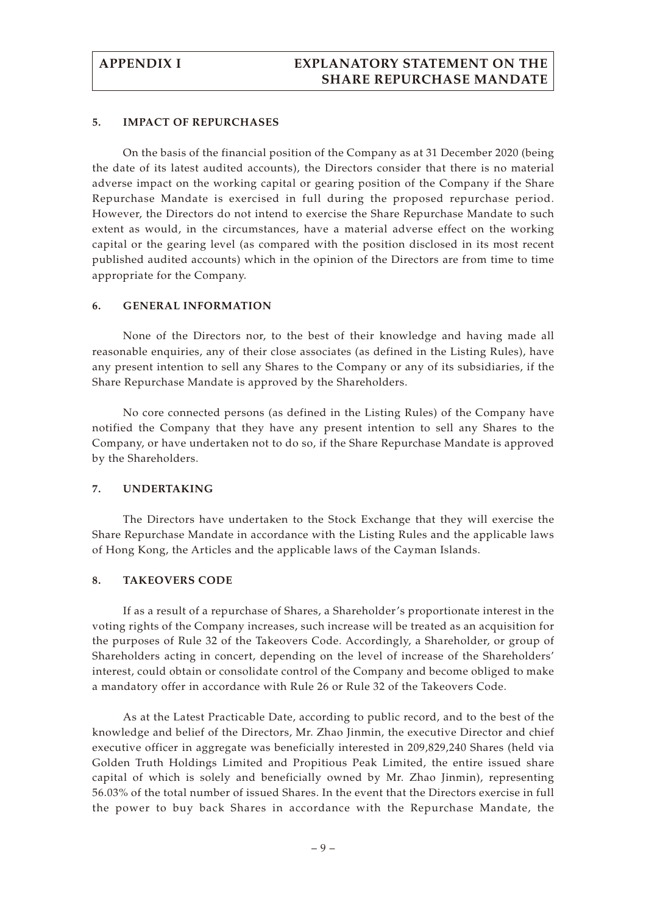### 5. IMPACT OF REPURCHASES

On the basis of the financial position of the Company as at 31 December 2020 (being the date of its latest audited accounts), the Directors consider that there is no material adverse impact on the working capital or gearing position of the Company if the Share Repurchase Mandate is exercised in full during the proposed repurchase period. However, the Directors do not intend to exercise the Share Repurchase Mandate to such extent as would, in the circumstances, have a material adverse effect on the working capital or the gearing level (as compared with the position disclosed in its most recent published audited accounts) which in the opinion of the Directors are from time to time appropriate for the Company.

### 6. GENERAL INFORMATION

None of the Directors nor, to the best of their knowledge and having made all reasonable enquiries, any of their close associates (as defined in the Listing Rules), have any present intention to sell any Shares to the Company or any of its subsidiaries, if the Share Repurchase Mandate is approved by the Shareholders.

No core connected persons (as defined in the Listing Rules) of the Company have notified the Company that they have any present intention to sell any Shares to the Company, or have undertaken not to do so, if the Share Repurchase Mandate is approved by the Shareholders.

### 7. UNDERTAKING

The Directors have undertaken to the Stock Exchange that they will exercise the Share Repurchase Mandate in accordance with the Listing Rules and the applicable laws of Hong Kong, the Articles and the applicable laws of the Cayman Islands.

### 8. TAKEOVERS CODE

If as a result of a repurchase of Shares, a Shareholder's proportionate interest in the voting rights of the Company increases, such increase will be treated as an acquisition for the purposes of Rule 32 of the Takeovers Code. Accordingly, a Shareholder, or group of Shareholders acting in concert, depending on the level of increase of the Shareholders' interest, could obtain or consolidate control of the Company and become obliged to make a mandatory offer in accordance with Rule 26 or Rule 32 of the Takeovers Code.

As at the Latest Practicable Date, according to public record, and to the best of the knowledge and belief of the Directors, Mr. Zhao Jinmin, the executive Director and chief executive officer in aggregate was beneficially interested in 209,829,240 Shares (held via Golden Truth Holdings Limited and Propitious Peak Limited, the entire issued share capital of which is solely and beneficially owned by Mr. Zhao Jinmin), representing 56.03% of the total number of issued Shares. In the event that the Directors exercise in full the power to buy back Shares in accordance with the Repurchase Mandate, the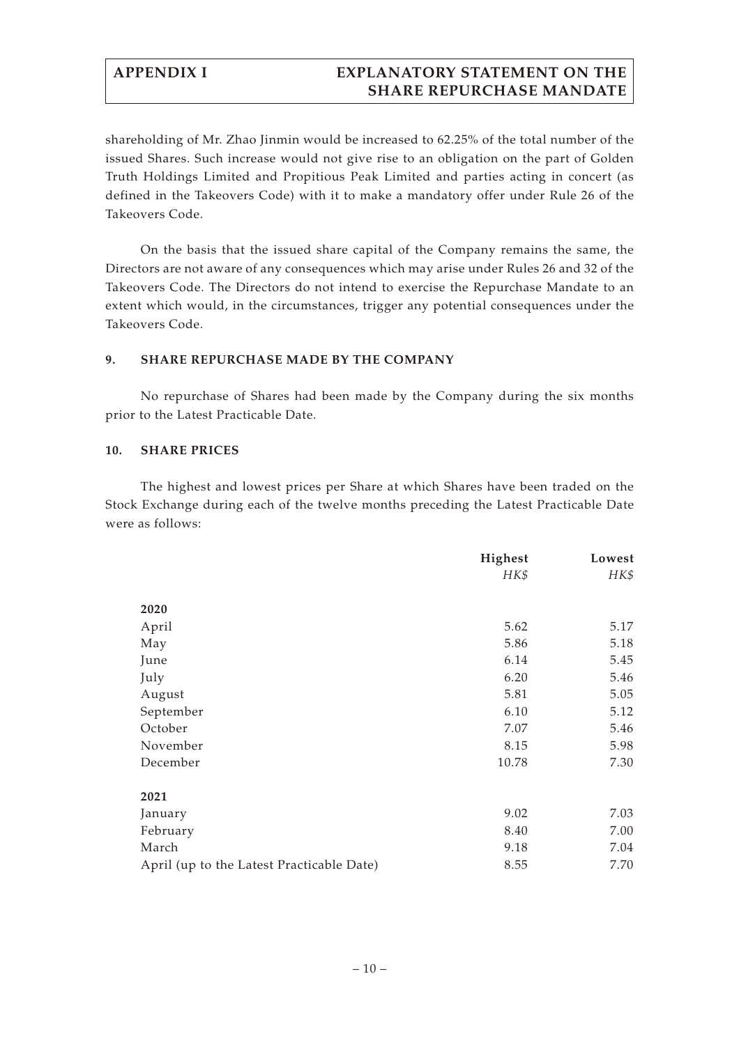shareholding of Mr. Zhao Jinmin would be increased to 62.25% of the total number of the issued Shares. Such increase would not give rise to an obligation on the part of Golden Truth Holdings Limited and Propitious Peak Limited and parties acting in concert (as defined in the Takeovers Code) with it to make a mandatory offer under Rule 26 of the Takeovers Code.

On the basis that the issued share capital of the Company remains the same, the Directors are not aware of any consequences which may arise under Rules 26 and 32 of the Takeovers Code. The Directors do not intend to exercise the Repurchase Mandate to an extent which would, in the circumstances, trigger any potential consequences under the Takeovers Code.

## 9. SHARE REPURCHASE MADE BY THE COMPANY

No repurchase of Shares had been made by the Company during the six months prior to the Latest Practicable Date.

## 10. SHARE PRICES

The highest and lowest prices per Share at which Shares have been traded on the Stock Exchange during each of the twelve months preceding the Latest Practicable Date were as follows:

| | **Highest** | **Lowest** |
|---|---|---|
| | *HK$* | *HK$* |
| **2020** | | |
| April | 5.62 | 5.17 |
| May | 5.86 | 5.18 |
| June | 6.14 | 5.45 |
| July | 6.20 | 5.46 |
| August | 5.81 | 5.05 |
| September | 6.10 | 5.12 |
| October | 7.07 | 5.46 |
| November | 8.15 | 5.98 |
| December | 10.78 | 7.30 |
| **2021** | | |
| January | 9.02 | 7.03 |
| February | 8.40 | 7.00 |
| March | 9.18 | 7.04 |
| April (up to the Latest Practicable Date) | 8.55 | 7.70 |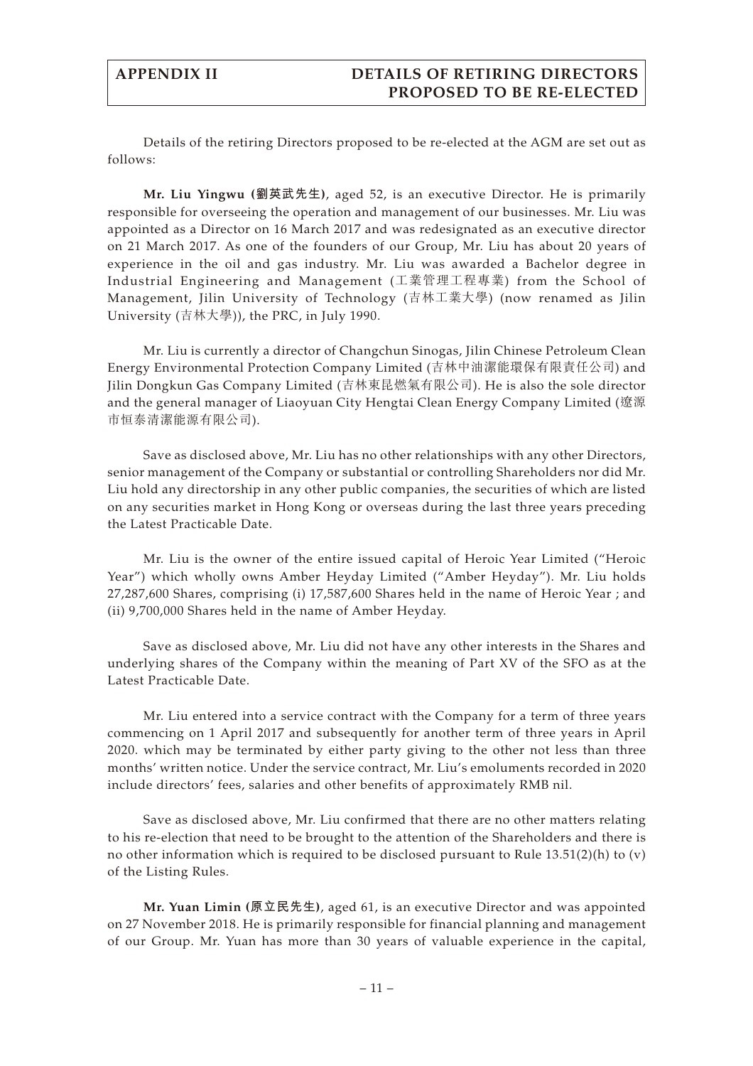# APPENDIX II DETAILS OF RETIRING DIRECTORS PROPOSED TO BE RE-ELECTED

Details of the retiring Directors proposed to be re-elected at the AGM are set out as follows:

**Mr. Liu Yingwu (劉英武先生)**, aged 52, is an executive Director. He is primarily responsible for overseeing the operation and management of our businesses. Mr. Liu was appointed as a Director on 16 March 2017 and was redesignated as an executive director on 21 March 2017. As one of the founders of our Group, Mr. Liu has about 20 years of experience in the oil and gas industry. Mr. Liu was awarded a Bachelor degree in Industrial Engineering and Management (工業管理工程專業) from the School of Management, Jilin University of Technology (吉林工業大學) (now renamed as Jilin University (吉林大學)), the PRC, in July 1990.

Mr. Liu is currently a director of Changchun Sinogas, Jilin Chinese Petroleum Clean Energy Environmental Protection Company Limited (吉林中油潔能環保有限責任公司) and Jilin Dongkun Gas Company Limited (吉林東昆燃氣有限公司). He is also the sole director and the general manager of Liaoyuan City Hengtai Clean Energy Company Limited (遼源市恒泰清潔能源有限公司).

Save as disclosed above, Mr. Liu has no other relationships with any other Directors, senior management of the Company or substantial or controlling Shareholders nor did Mr. Liu hold any directorship in any other public companies, the securities of which are listed on any securities market in Hong Kong or overseas during the last three years preceding the Latest Practicable Date.

Mr. Liu is the owner of the entire issued capital of Heroic Year Limited ("Heroic Year") which wholly owns Amber Heyday Limited ("Amber Heyday"). Mr. Liu holds 27,287,600 Shares, comprising (i) 17,587,600 Shares held in the name of Heroic Year ; and (ii) 9,700,000 Shares held in the name of Amber Heyday.

Save as disclosed above, Mr. Liu did not have any other interests in the Shares and underlying shares of the Company within the meaning of Part XV of the SFO as at the Latest Practicable Date.

Mr. Liu entered into a service contract with the Company for a term of three years commencing on 1 April 2017 and subsequently for another term of three years in April 2020. which may be terminated by either party giving to the other not less than three months' written notice. Under the service contract, Mr. Liu's emoluments recorded in 2020 include directors' fees, salaries and other benefits of approximately RMB nil.

Save as disclosed above, Mr. Liu confirmed that there are no other matters relating to his re-election that need to be brought to the attention of the Shareholders and there is no other information which is required to be disclosed pursuant to Rule 13.51(2)(h) to (v) of the Listing Rules.

**Mr. Yuan Limin (原立民先生)**, aged 61, is an executive Director and was appointed on 27 November 2018. He is primarily responsible for financial planning and management of our Group. Mr. Yuan has more than 30 years of valuable experience in the capital,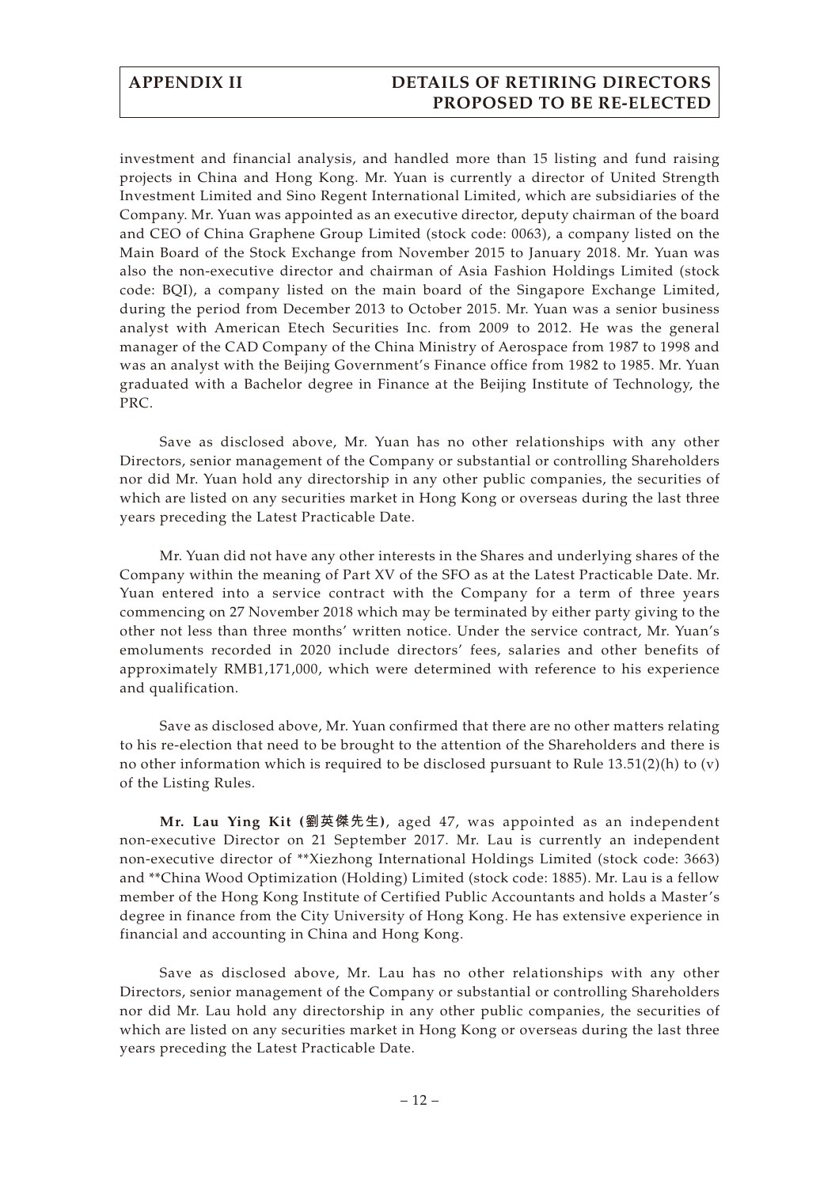investment and financial analysis, and handled more than 15 listing and fund raising projects in China and Hong Kong. Mr. Yuan is currently a director of United Strength Investment Limited and Sino Regent International Limited, which are subsidiaries of the Company. Mr. Yuan was appointed as an executive director, deputy chairman of the board and CEO of China Graphene Group Limited (stock code: 0063), a company listed on the Main Board of the Stock Exchange from November 2015 to January 2018. Mr. Yuan was also the non-executive director and chairman of Asia Fashion Holdings Limited (stock code: BQI), a company listed on the main board of the Singapore Exchange Limited, during the period from December 2013 to October 2015. Mr. Yuan was a senior business analyst with American Etech Securities Inc. from 2009 to 2012. He was the general manager of the CAD Company of the China Ministry of Aerospace from 1987 to 1998 and was an analyst with the Beijing Government's Finance office from 1982 to 1985. Mr. Yuan graduated with a Bachelor degree in Finance at the Beijing Institute of Technology, the PRC.

Save as disclosed above, Mr. Yuan has no other relationships with any other Directors, senior management of the Company or substantial or controlling Shareholders nor did Mr. Yuan hold any directorship in any other public companies, the securities of which are listed on any securities market in Hong Kong or overseas during the last three years preceding the Latest Practicable Date.

Mr. Yuan did not have any other interests in the Shares and underlying shares of the Company within the meaning of Part XV of the SFO as at the Latest Practicable Date. Mr. Yuan entered into a service contract with the Company for a term of three years commencing on 27 November 2018 which may be terminated by either party giving to the other not less than three months' written notice. Under the service contract, Mr. Yuan's emoluments recorded in 2020 include directors' fees, salaries and other benefits of approximately RMB1,171,000, which were determined with reference to his experience and qualification.

Save as disclosed above, Mr. Yuan confirmed that there are no other matters relating to his re-election that need to be brought to the attention of the Shareholders and there is no other information which is required to be disclosed pursuant to Rule 13.51(2)(h) to (v) of the Listing Rules.

**Mr. Lau Ying Kit (劉英傑先生)**, aged 47, was appointed as an independent non-executive Director on 21 September 2017. Mr. Lau is currently an independent non-executive director of **Xiezhong International Holdings Limited (stock code: 3663) and **China Wood Optimization (Holding) Limited (stock code: 1885). Mr. Lau is a fellow member of the Hong Kong Institute of Certified Public Accountants and holds a Master's degree in finance from the City University of Hong Kong. He has extensive experience in financial and accounting in China and Hong Kong.

Save as disclosed above, Mr. Lau has no other relationships with any other Directors, senior management of the Company or substantial or controlling Shareholders nor did Mr. Lau hold any directorship in any other public companies, the securities of which are listed on any securities market in Hong Kong or overseas during the last three years preceding the Latest Practicable Date.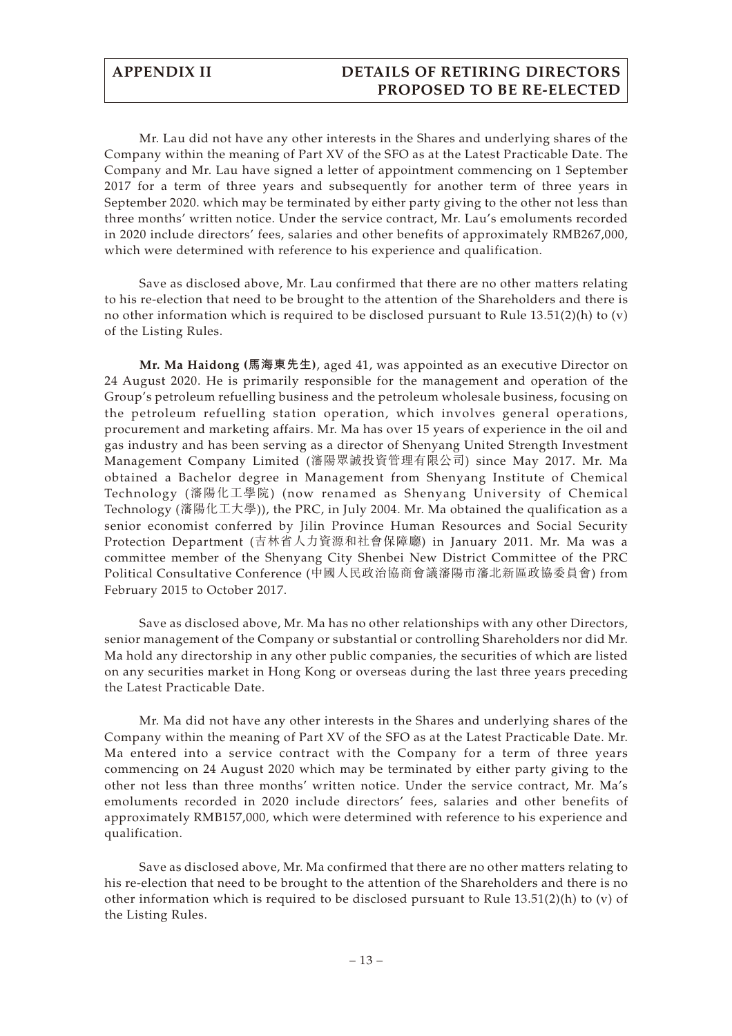Mr. Lau did not have any other interests in the Shares and underlying shares of the Company within the meaning of Part XV of the SFO as at the Latest Practicable Date. The Company and Mr. Lau have signed a letter of appointment commencing on 1 September 2017 for a term of three years and subsequently for another term of three years in September 2020. which may be terminated by either party giving to the other not less than three months' written notice. Under the service contract, Mr. Lau's emoluments recorded in 2020 include directors' fees, salaries and other benefits of approximately RMB267,000, which were determined with reference to his experience and qualification.

Save as disclosed above, Mr. Lau confirmed that there are no other matters relating to his re-election that need to be brought to the attention of the Shareholders and there is no other information which is required to be disclosed pursuant to Rule 13.51(2)(h) to (v) of the Listing Rules.

**Mr. Ma Haidong (馬海東先生)**, aged 41, was appointed as an executive Director on 24 August 2020. He is primarily responsible for the management and operation of the Group's petroleum refuelling business and the petroleum wholesale business, focusing on the petroleum refuelling station operation, which involves general operations, procurement and marketing affairs. Mr. Ma has over 15 years of experience in the oil and gas industry and has been serving as a director of Shenyang United Strength Investment Management Company Limited (瀋陽眾誠投資管理有限公司) since May 2017. Mr. Ma obtained a Bachelor degree in Management from Shenyang Institute of Chemical Technology (瀋陽化工學院) (now renamed as Shenyang University of Chemical Technology (瀋陽化工大學)), the PRC, in July 2004. Mr. Ma obtained the qualification as a senior economist conferred by Jilin Province Human Resources and Social Security Protection Department (吉林省人力資源和社會保障廳) in January 2011. Mr. Ma was a committee member of the Shenyang City Shenbei New District Committee of the PRC Political Consultative Conference (中國人民政治協商會議瀋陽市瀋北新區政協委員會) from February 2015 to October 2017.

Save as disclosed above, Mr. Ma has no other relationships with any other Directors, senior management of the Company or substantial or controlling Shareholders nor did Mr. Ma hold any directorship in any other public companies, the securities of which are listed on any securities market in Hong Kong or overseas during the last three years preceding the Latest Practicable Date.

Mr. Ma did not have any other interests in the Shares and underlying shares of the Company within the meaning of Part XV of the SFO as at the Latest Practicable Date. Mr. Ma entered into a service contract with the Company for a term of three years commencing on 24 August 2020 which may be terminated by either party giving to the other not less than three months' written notice. Under the service contract, Mr. Ma's emoluments recorded in 2020 include directors' fees, salaries and other benefits of approximately RMB157,000, which were determined with reference to his experience and qualification.

Save as disclosed above, Mr. Ma confirmed that there are no other matters relating to his re-election that need to be brought to the attention of the Shareholders and there is no other information which is required to be disclosed pursuant to Rule 13.51(2)(h) to (v) of the Listing Rules.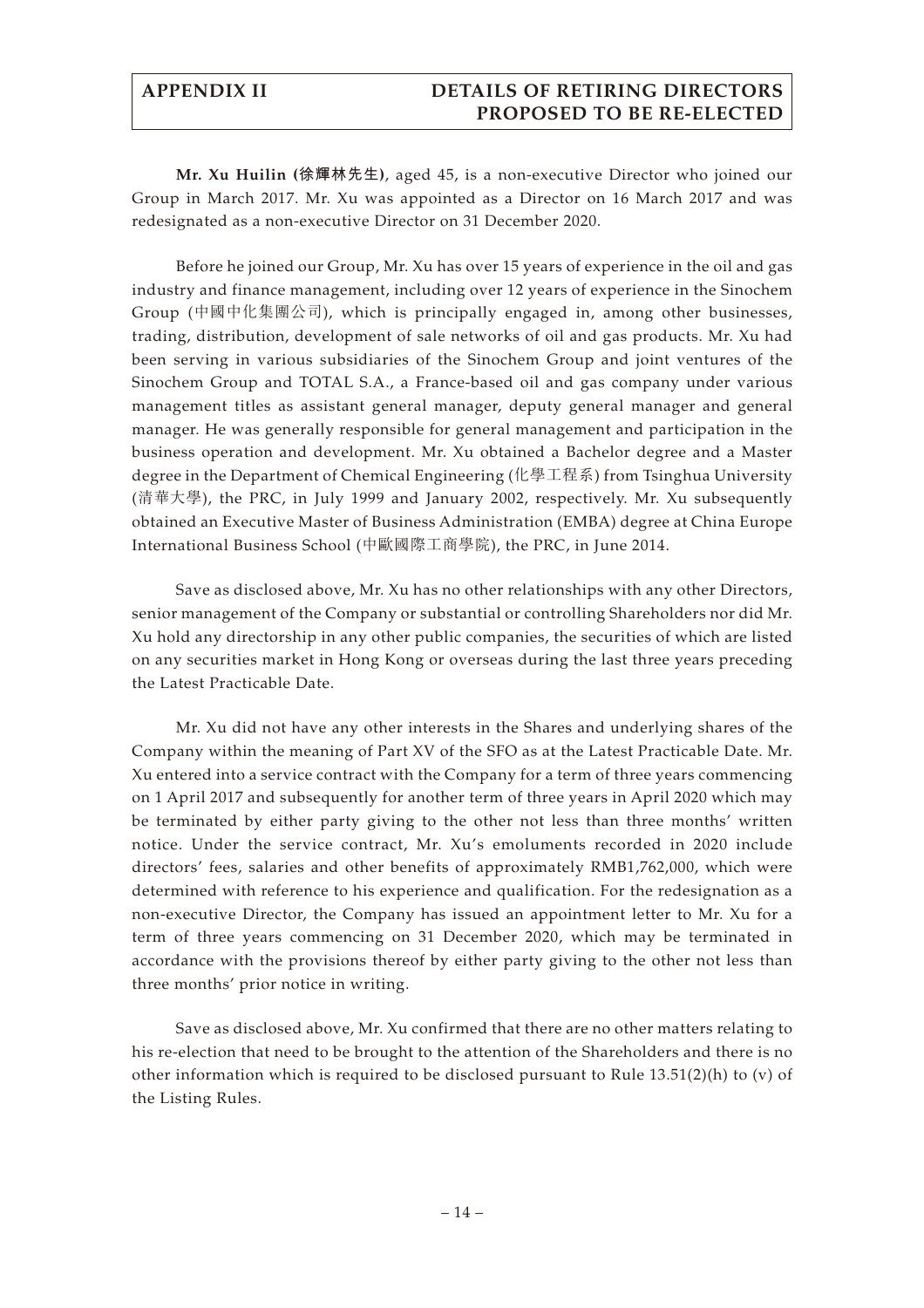**Mr. Xu Huilin (徐輝林先生)**, aged 45, is a non-executive Director who joined our Group in March 2017. Mr. Xu was appointed as a Director on 16 March 2017 and was redesignated as a non-executive Director on 31 December 2020.

Before he joined our Group, Mr. Xu has over 15 years of experience in the oil and gas industry and finance management, including over 12 years of experience in the Sinochem Group (中國中化集團公司), which is principally engaged in, among other businesses, trading, distribution, development of sale networks of oil and gas products. Mr. Xu had been serving in various subsidiaries of the Sinochem Group and joint ventures of the Sinochem Group and TOTAL S.A., a France-based oil and gas company under various management titles as assistant general manager, deputy general manager and general manager. He was generally responsible for general management and participation in the business operation and development. Mr. Xu obtained a Bachelor degree and a Master degree in the Department of Chemical Engineering (化學工程系) from Tsinghua University (清華大學), the PRC, in July 1999 and January 2002, respectively. Mr. Xu subsequently obtained an Executive Master of Business Administration (EMBA) degree at China Europe International Business School (中歐國際工商學院), the PRC, in June 2014.

Save as disclosed above, Mr. Xu has no other relationships with any other Directors, senior management of the Company or substantial or controlling Shareholders nor did Mr. Xu hold any directorship in any other public companies, the securities of which are listed on any securities market in Hong Kong or overseas during the last three years preceding the Latest Practicable Date.

Mr. Xu did not have any other interests in the Shares and underlying shares of the Company within the meaning of Part XV of the SFO as at the Latest Practicable Date. Mr. Xu entered into a service contract with the Company for a term of three years commencing on 1 April 2017 and subsequently for another term of three years in April 2020 which may be terminated by either party giving to the other not less than three months' written notice. Under the service contract, Mr. Xu's emoluments recorded in 2020 include directors' fees, salaries and other benefits of approximately RMB1,762,000, which were determined with reference to his experience and qualification. For the redesignation as a non-executive Director, the Company has issued an appointment letter to Mr. Xu for a term of three years commencing on 31 December 2020, which may be terminated in accordance with the provisions thereof by either party giving to the other not less than three months' prior notice in writing.

Save as disclosed above, Mr. Xu confirmed that there are no other matters relating to his re-election that need to be brought to the attention of the Shareholders and there is no other information which is required to be disclosed pursuant to Rule 13.51(2)(h) to (v) of the Listing Rules.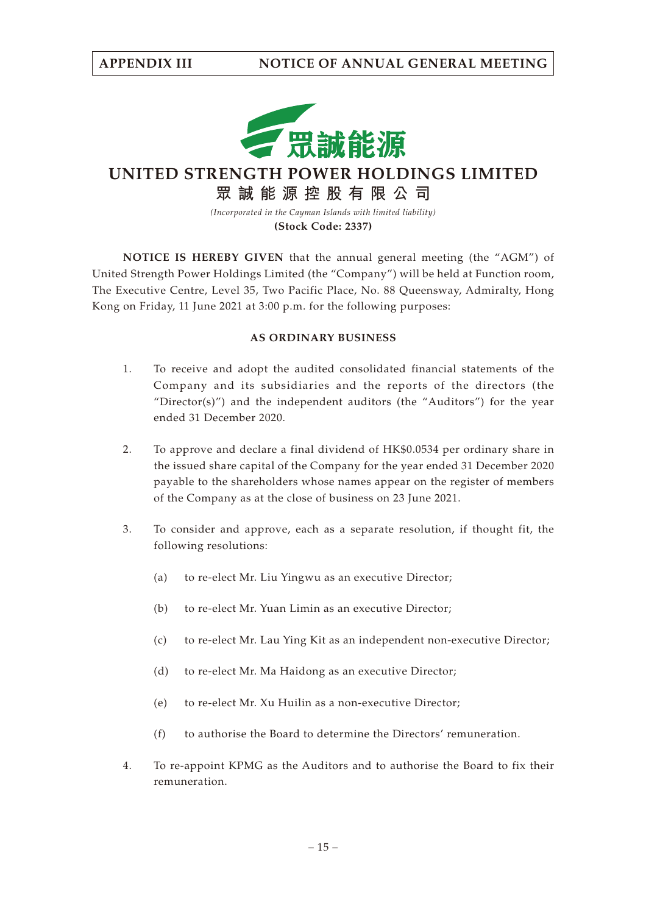# UNITED STRENGTH POWER HOLDINGS LIMITED

## 眾誠能源控股有限公司

*(Incorporated in the Cayman Islands with limited liability)*

**(Stock Code: 2337)**

**NOTICE IS HEREBY GIVEN** that the annual general meeting (the "AGM") of United Strength Power Holdings Limited (the "Company") will be held at Function room, The Executive Centre, Level 35, Two Pacific Place, No. 88 Queensway, Admiralty, Hong Kong on Friday, 11 June 2021 at 3:00 p.m. for the following purposes:

### AS ORDINARY BUSINESS

1. To receive and adopt the audited consolidated financial statements of the Company and its subsidiaries and the reports of the directors (the "Director(s)") and the independent auditors (the "Auditors") for the year ended 31 December 2020.

2. To approve and declare a final dividend of HK$0.0534 per ordinary share in the issued share capital of the Company for the year ended 31 December 2020 payable to the shareholders whose names appear on the register of members of the Company as at the close of business on 23 June 2021.

3. To consider and approve, each as a separate resolution, if thought fit, the following resolutions:

   (a) to re-elect Mr. Liu Yingwu as an executive Director;

   (b) to re-elect Mr. Yuan Limin as an executive Director;

   (c) to re-elect Mr. Lau Ying Kit as an independent non-executive Director;

   (d) to re-elect Mr. Ma Haidong as an executive Director;

   (e) to re-elect Mr. Xu Huilin as a non-executive Director;

   (f) to authorise the Board to determine the Directors' remuneration.

4. To re-appoint KPMG as the Auditors and to authorise the Board to fix their remuneration.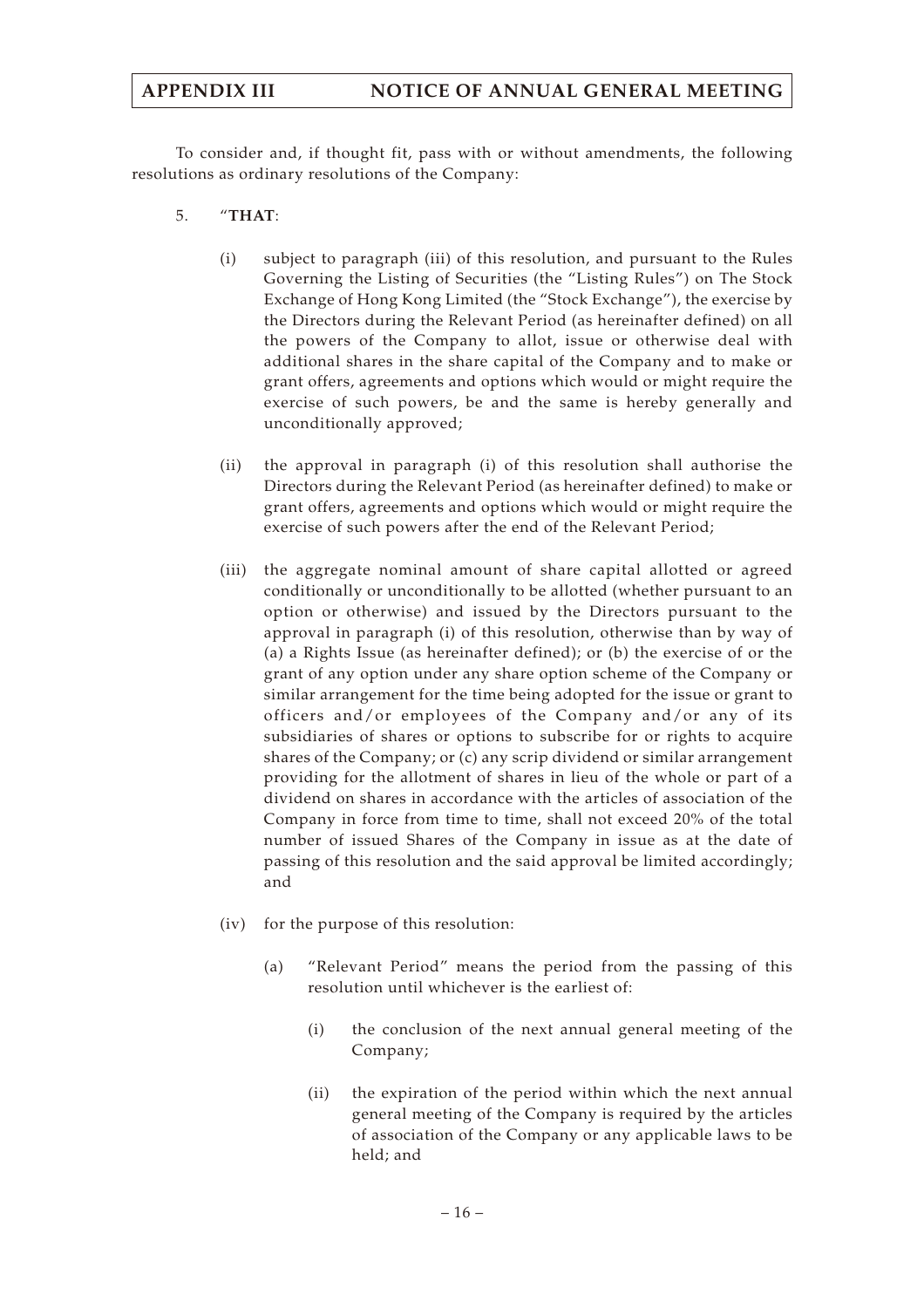To consider and, if thought fit, pass with or without amendments, the following resolutions as ordinary resolutions of the Company:

5. "**THAT**:

   (i) subject to paragraph (iii) of this resolution, and pursuant to the Rules Governing the Listing of Securities (the "Listing Rules") on The Stock Exchange of Hong Kong Limited (the "Stock Exchange"), the exercise by the Directors during the Relevant Period (as hereinafter defined) on all the powers of the Company to allot, issue or otherwise deal with additional shares in the share capital of the Company and to make or grant offers, agreements and options which would or might require the exercise of such powers, be and the same is hereby generally and unconditionally approved;

   (ii) the approval in paragraph (i) of this resolution shall authorise the Directors during the Relevant Period (as hereinafter defined) to make or grant offers, agreements and options which would or might require the exercise of such powers after the end of the Relevant Period;

   (iii) the aggregate nominal amount of share capital allotted or agreed conditionally or unconditionally to be allotted (whether pursuant to an option or otherwise) and issued by the Directors pursuant to the approval in paragraph (i) of this resolution, otherwise than by way of (a) a Rights Issue (as hereinafter defined); or (b) the exercise of or the grant of any option under any share option scheme of the Company or similar arrangement for the time being adopted for the issue or grant to officers and/or employees of the Company and/or any of its subsidiaries of shares or options to subscribe for or rights to acquire shares of the Company; or (c) any scrip dividend or similar arrangement providing for the allotment of shares in lieu of the whole or part of a dividend on shares in accordance with the articles of association of the Company in force from time to time, shall not exceed 20% of the total number of issued Shares of the Company in issue as at the date of passing of this resolution and the said approval be limited accordingly; and

   (iv) for the purpose of this resolution:

      (a) "Relevant Period" means the period from the passing of this resolution until whichever is the earliest of:

         (i) the conclusion of the next annual general meeting of the Company;

         (ii) the expiration of the period within which the next annual general meeting of the Company is required by the articles of association of the Company or any applicable laws to be held; and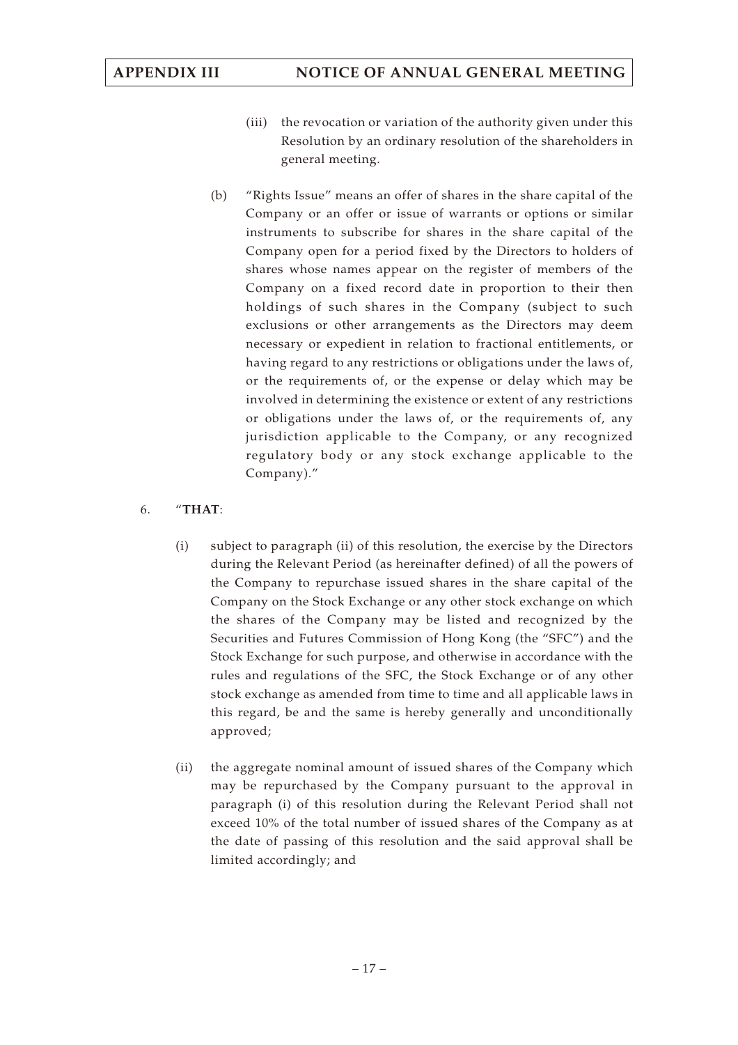(iii) the revocation or variation of the authority given under this Resolution by an ordinary resolution of the shareholders in general meeting.

(b) "Rights Issue" means an offer of shares in the share capital of the Company or an offer or issue of warrants or options or similar instruments to subscribe for shares in the share capital of the Company open for a period fixed by the Directors to holders of shares whose names appear on the register of members of the Company on a fixed record date in proportion to their then holdings of such shares in the Company (subject to such exclusions or other arrangements as the Directors may deem necessary or expedient in relation to fractional entitlements, or having regard to any restrictions or obligations under the laws of, or the requirements of, or the expense or delay which may be involved in determining the existence or extent of any restrictions or obligations under the laws of, or the requirements of, any jurisdiction applicable to the Company, or any recognized regulatory body or any stock exchange applicable to the Company)."

6. "**THAT**:

(i) subject to paragraph (ii) of this resolution, the exercise by the Directors during the Relevant Period (as hereinafter defined) of all the powers of the Company to repurchase issued shares in the share capital of the Company on the Stock Exchange or any other stock exchange on which the shares of the Company may be listed and recognized by the Securities and Futures Commission of Hong Kong (the "SFC") and the Stock Exchange for such purpose, and otherwise in accordance with the rules and regulations of the SFC, the Stock Exchange or of any other stock exchange as amended from time to time and all applicable laws in this regard, be and the same is hereby generally and unconditionally approved;

(ii) the aggregate nominal amount of issued shares of the Company which may be repurchased by the Company pursuant to the approval in paragraph (i) of this resolution during the Relevant Period shall not exceed 10% of the total number of issued shares of the Company as at the date of passing of this resolution and the said approval shall be limited accordingly; and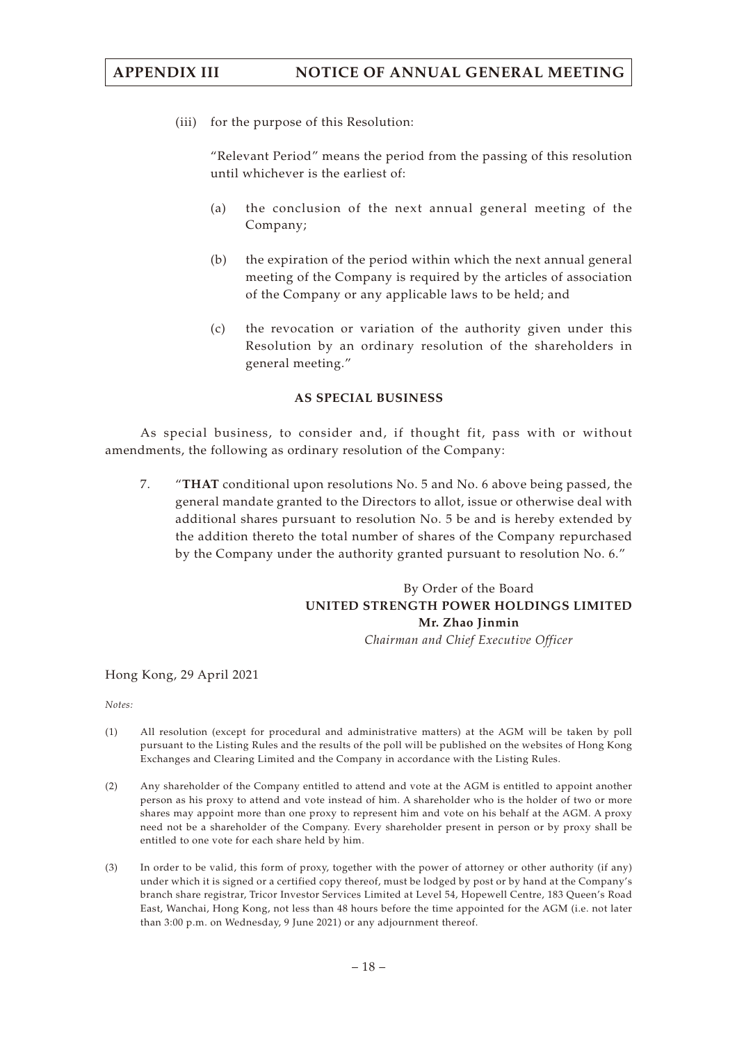(iii) for the purpose of this Resolution:

"Relevant Period" means the period from the passing of this resolution until whichever is the earliest of:

(a) the conclusion of the next annual general meeting of the Company;

(b) the expiration of the period within which the next annual general meeting of the Company is required by the articles of association of the Company or any applicable laws to be held; and

(c) the revocation or variation of the authority given under this Resolution by an ordinary resolution of the shareholders in general meeting."

**AS SPECIAL BUSINESS**

As special business, to consider and, if thought fit, pass with or without amendments, the following as ordinary resolution of the Company:

7. "**THAT** conditional upon resolutions No. 5 and No. 6 above being passed, the general mandate granted to the Directors to allot, issue or otherwise deal with additional shares pursuant to resolution No. 5 be and is hereby extended by the addition thereto the total number of shares of the Company repurchased by the Company under the authority granted pursuant to resolution No. 6."

By Order of the Board
**UNITED STRENGTH POWER HOLDINGS LIMITED**
**Mr. Zhao Jinmin**
*Chairman and Chief Executive Officer*

Hong Kong, 29 April 2021

*Notes:*

(1) All resolution (except for procedural and administrative matters) at the AGM will be taken by poll pursuant to the Listing Rules and the results of the poll will be published on the websites of Hong Kong Exchanges and Clearing Limited and the Company in accordance with the Listing Rules.

(2) Any shareholder of the Company entitled to attend and vote at the AGM is entitled to appoint another person as his proxy to attend and vote instead of him. A shareholder who is the holder of two or more shares may appoint more than one proxy to represent him and vote on his behalf at the AGM. A proxy need not be a shareholder of the Company. Every shareholder present in person or by proxy shall be entitled to one vote for each share held by him.

(3) In order to be valid, this form of proxy, together with the power of attorney or other authority (if any) under which it is signed or a certified copy thereof, must be lodged by post or by hand at the Company's branch share registrar, Tricor Investor Services Limited at Level 54, Hopewell Centre, 183 Queen's Road East, Wanchai, Hong Kong, not less than 48 hours before the time appointed for the AGM (i.e. not later than 3:00 p.m. on Wednesday, 9 June 2021) or any adjournment thereof.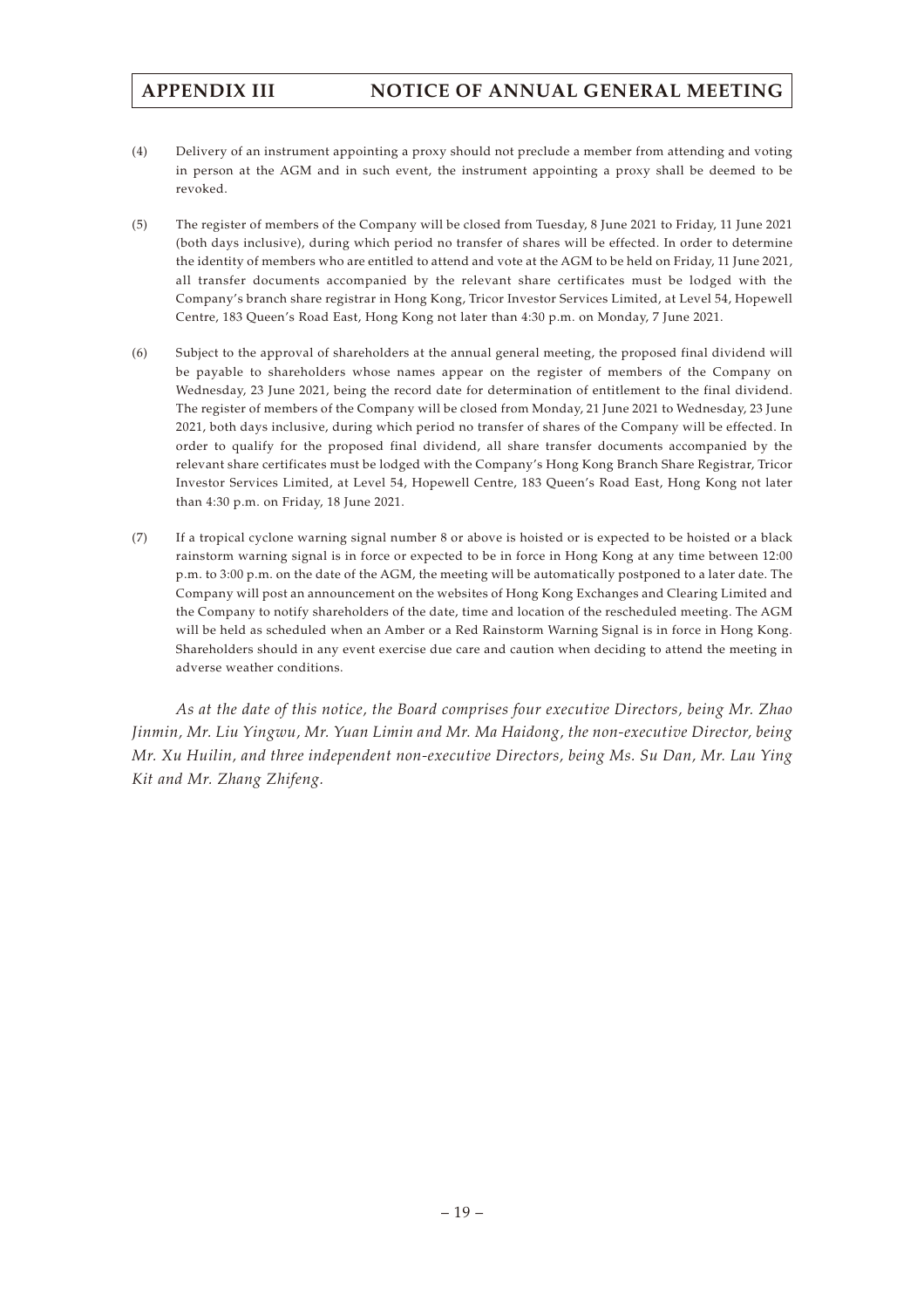(4) Delivery of an instrument appointing a proxy should not preclude a member from attending and voting in person at the AGM and in such event, the instrument appointing a proxy shall be deemed to be revoked.

(5) The register of members of the Company will be closed from Tuesday, 8 June 2021 to Friday, 11 June 2021 (both days inclusive), during which period no transfer of shares will be effected. In order to determine the identity of members who are entitled to attend and vote at the AGM to be held on Friday, 11 June 2021, all transfer documents accompanied by the relevant share certificates must be lodged with the Company's branch share registrar in Hong Kong, Tricor Investor Services Limited, at Level 54, Hopewell Centre, 183 Queen's Road East, Hong Kong not later than 4:30 p.m. on Monday, 7 June 2021.

(6) Subject to the approval of shareholders at the annual general meeting, the proposed final dividend will be payable to shareholders whose names appear on the register of members of the Company on Wednesday, 23 June 2021, being the record date for determination of entitlement to the final dividend. The register of members of the Company will be closed from Monday, 21 June 2021 to Wednesday, 23 June 2021, both days inclusive, during which period no transfer of shares of the Company will be effected. In order to qualify for the proposed final dividend, all share transfer documents accompanied by the relevant share certificates must be lodged with the Company's Hong Kong Branch Share Registrar, Tricor Investor Services Limited, at Level 54, Hopewell Centre, 183 Queen's Road East, Hong Kong not later than 4:30 p.m. on Friday, 18 June 2021.

(7) If a tropical cyclone warning signal number 8 or above is hoisted or is expected to be hoisted or a black rainstorm warning signal is in force or expected to be in force in Hong Kong at any time between 12:00 p.m. to 3:00 p.m. on the date of the AGM, the meeting will be automatically postponed to a later date. The Company will post an announcement on the websites of Hong Kong Exchanges and Clearing Limited and the Company to notify shareholders of the date, time and location of the rescheduled meeting. The AGM will be held as scheduled when an Amber or a Red Rainstorm Warning Signal is in force in Hong Kong. Shareholders should in any event exercise due care and caution when deciding to attend the meeting in adverse weather conditions.

*As at the date of this notice, the Board comprises four executive Directors, being Mr. Zhao Jinmin, Mr. Liu Yingwu, Mr. Yuan Limin and Mr. Ma Haidong, the non-executive Director, being Mr. Xu Huilin, and three independent non-executive Directors, being Ms. Su Dan, Mr. Lau Ying Kit and Mr. Zhang Zhifeng.*